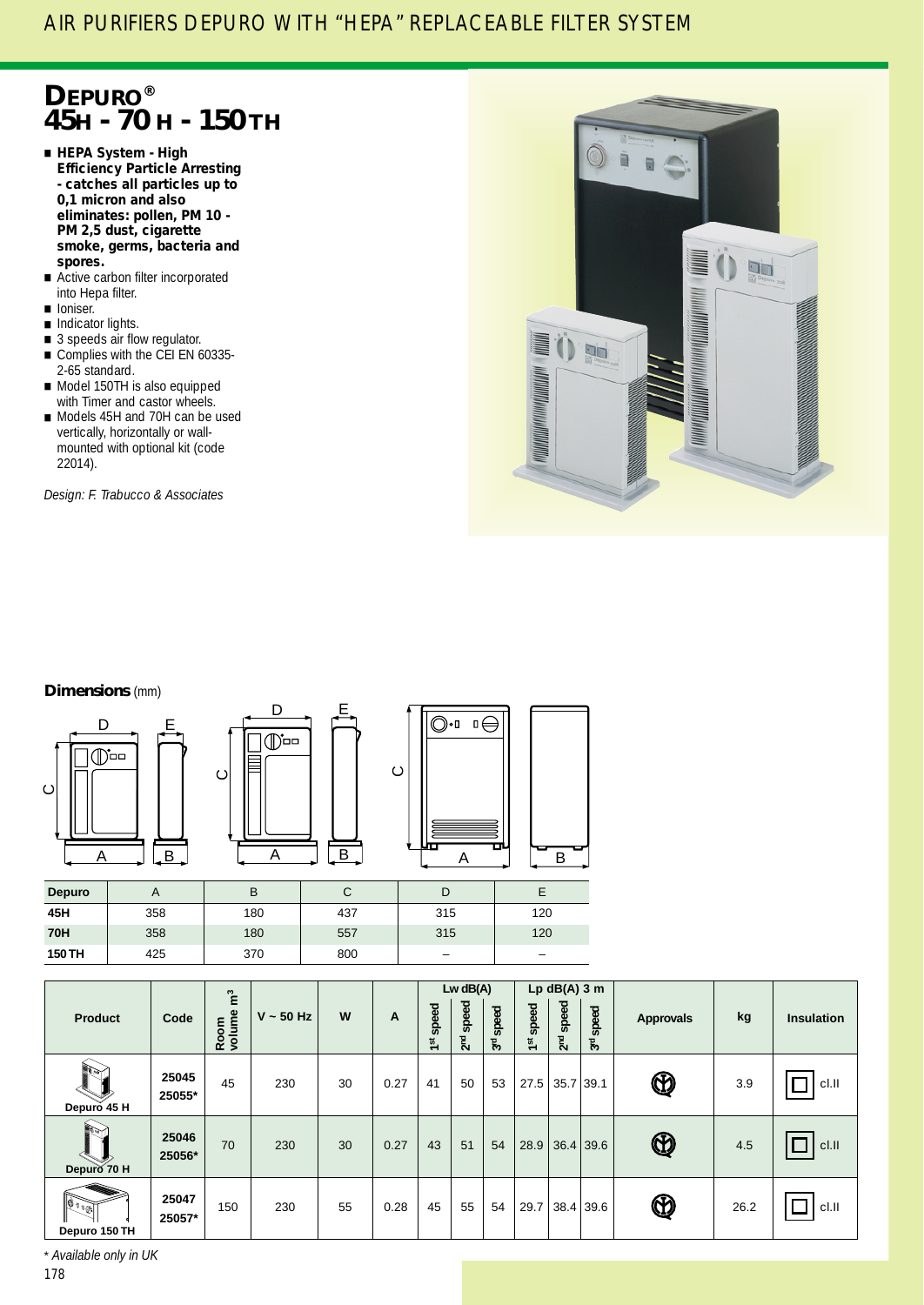# DEPURO®
# 45H - 70 H - 150 TH

- **HEPA System - High Efficiency Particle Arresting - catches all particles up to 0,1 micron and also eliminates: pollen, PM 10 - PM 2,5 dust, cigarette smoke, germs, bacteria and spores.**
- Active carbon filter incorporated into Hepa filter.
- Ioniser.
- Indicator lights.
- 3 speeds air flow regulator.
- Complies with the CEI EN 60335-2-65 standard.
- Model 150TH is also equipped with Timer and castor wheels.
- Models 45H and 70H can be used vertically, horizontally or wall-mounted with optional kit (code 22014).

*Design: F. Trabucco & Associates*

## Dimensions (mm)

| Depuro | A | B | C | D | E |
|---|---|---|---|---|---|
| 45H | 358 | 180 | 437 | 315 | 120 |
| 70H | 358 | 180 | 557 | 315 | 120 |
| 150 TH | 425 | 370 | 800 | – | – |

| Product | Code | Room volume $m^3$ | V ~ 50 Hz | W | A | Lw dB(A) 1st speed | Lw dB(A) 2nd speed | Lw dB(A) 3rd speed | Lp dB(A) 3 m 1st speed | Lp dB(A) 3 m 2nd speed | Lp dB(A) 3 m 3rd speed | Approvals | kg | Insulation |
|---|---|---|---|---|---|---|---|---|---|---|---|---|---|---|
| Depuro 45 H | 25045 25055* | 45 | 230 | 30 | 0.27 | 41 | 50 | 53 | 27.5 | 35.7 | 39.1 | | 3.9 | cl.II |
| Depuro 70 H | 25046 25056* | 70 | 230 | 30 | 0.27 | 43 | 51 | 54 | 28.9 | 36.4 | 39.6 | | 4.5 | cl.II |
| Depuro 150 TH | 25047 25057* | 150 | 230 | 55 | 0.28 | 45 | 55 | 54 | 29.7 | 38.4 | 39.6 | | 26.2 | cl.II |

\* *Available only in UK*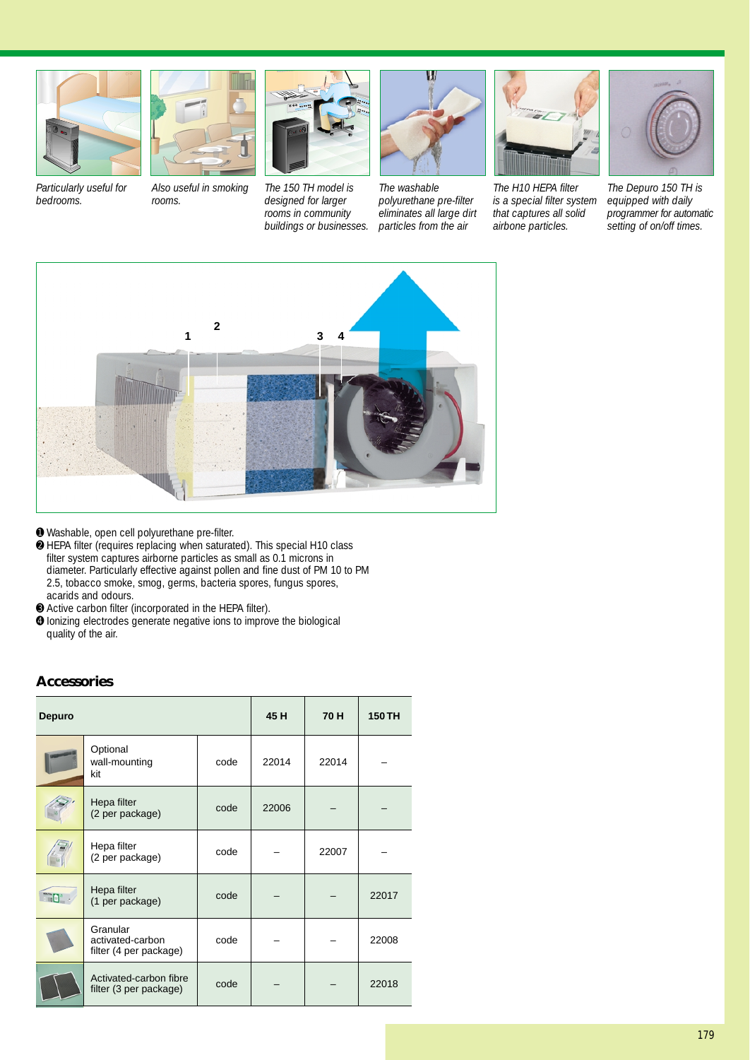*Particularly useful for bedrooms.*

*Also useful in smoking rooms.*

*The 150 TH model is designed for larger rooms in community buildings or businesses.*

*The washable polyurethane pre-filter eliminates all large dirt particles from the air*

*The H10 HEPA filter is a special filter system that captures all solid airbone particles.*

*The Depuro 150 TH is equipped with daily programmer for automatic setting of on/off times.*

1 2 3 4

❶ Washable, open cell polyurethane pre-filter.
❷ HEPA filter (requires replacing when saturated). This special H10 class filter system captures airborne particles as small as 0.1 microns in diameter. Particularly effective against pollen and fine dust of PM 10 to PM 2.5, tobacco smoke, smog, germs, bacteria spores, fungus spores, acarids and odours.
❸ Active carbon filter (incorporated in the HEPA filter).
❹ Ionizing electrodes generate negative ions to improve the biological quality of the air.

## Accessories

| Depuro | | | 45 H | 70 H | 150 TH |
|---|---|---|---|---|---|
| | Optional wall-mounting kit | code | 22014 | 22014 | – |
| | Hepa filter (2 per package) | code | 22006 | – | – |
| | Hepa filter (2 per package) | code | – | 22007 | – |
| | Hepa filter (1 per package) | code | – | – | 22017 |
| | Granular activated-carbon filter (4 per package) | code | – | – | 22008 |
| | Activated-carbon fibre filter (3 per package) | code | – | – | 22018 |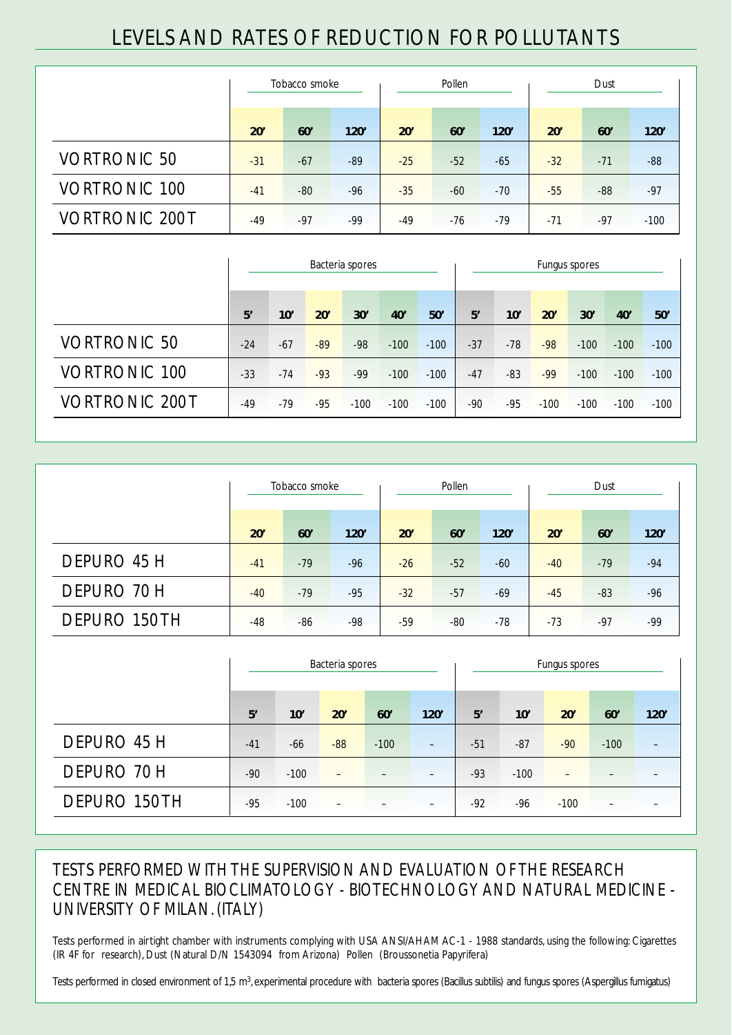# LEVELS AND RATES OF REDUCTION FOR POLLUTANTS

| | Tobacco smoke | | | Pollen | | | Dust | | |
|---|---|---|---|---|---|---|---|---|---|
| | 20' | 60' | 120' | 20' | 60' | 120' | 20' | 60' | 120' |
| VORTRONIC 50 | -31 | -67 | -89 | -25 | -52 | -65 | -32 | -71 | -88 |
| VORTRONIC 100 | -41 | -80 | -96 | -35 | -60 | -70 | -55 | -88 | -97 |
| VORTRONIC 200T | -49 | -97 | -99 | -49 | -76 | -79 | -71 | -97 | -100 |

| | Bacteria spores | | | | | | Fungus spores | | | | | |
|---|---|---|---|---|---|---|---|---|---|---|---|---|
| | 5' | 10' | 20' | 30' | 40' | 50' | 5' | 10' | 20' | 30' | 40' | 50' |
| VORTRONIC 50 | -24 | -67 | -89 | -98 | -100 | -100 | -37 | -78 | -98 | -100 | -100 | -100 |
| VORTRONIC 100 | -33 | -74 | -93 | -99 | -100 | -100 | -47 | -83 | -99 | -100 | -100 | -100 |
| VORTRONIC 200T | -49 | -79 | -95 | -100 | -100 | -100 | -90 | -95 | -100 | -100 | -100 | -100 |

| | Tobacco smoke | | | Pollen | | | Dust | | |
|---|---|---|---|---|---|---|---|---|---|
| | 20' | 60' | 120' | 20' | 60' | 120' | 20' | 60' | 120' |
| DEPURO 45 H | -41 | -79 | -96 | -26 | -52 | -60 | -40 | -79 | -94 |
| DEPURO 70 H | -40 | -79 | -95 | -32 | -57 | -69 | -45 | -83 | -96 |
| DEPURO 150TH | -48 | -86 | -98 | -59 | -80 | -78 | -73 | -97 | -99 |

| | Bacteria spores | | | | | Fungus spores | | | | |
|---|---|---|---|---|---|---|---|---|---|---|
| | 5' | 10' | 20' | 60' | 120' | 5' | 10' | 20' | 60' | 120' |
| DEPURO 45 H | -41 | -66 | -88 | -100 | – | -51 | -87 | -90 | -100 | – |
| DEPURO 70 H | -90 | -100 | – | – | – | -93 | -100 | – | – | – |
| DEPURO 150TH | -95 | -100 | – | – | – | -92 | -96 | -100 | – | – |

## TESTS PERFORMED WITH THE SUPERVISION AND EVALUATION OF THE RESEARCH CENTRE IN MEDICAL BIOCLIMATOLOGY - BIOTECHNOLOGY AND NATURAL MEDICINE - UNIVERSITY OF MILAN. (ITALY)

Tests performed in airtight chamber with instruments complying with USA ANSI/AHAM AC-1 - 1988 standards, using the following: Cigarettes (IR 4F for research), Dust (Natural D/N 1543094 from Arizona) Pollen (Broussonetia Papyrifera)

Tests performed in closed environment of 1,5 $m^3$, experimental procedure with bacteria spores (Bacillus subtilis) and fungus spores (Aspergillus fumigatus)